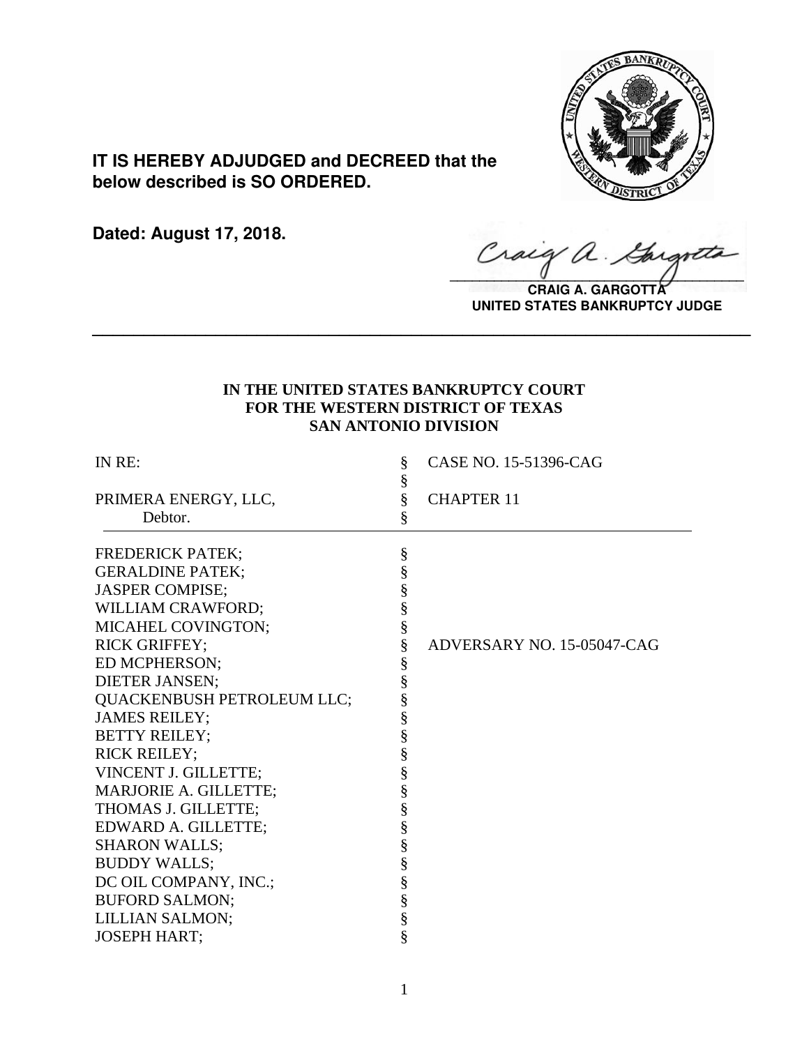**IT IS HEREBY ADJUDGED and DECREED that the below described is SO ORDERED.**

**Dated: August 17, 2018.**

**CRAIG A. GARGOTTA**
**UNITED STATES BANKRUPTCY JUDGE**

---

**IN THE UNITED STATES BANKRUPTCY COURT**
**FOR THE WESTERN DISTRICT OF TEXAS**
**SAN ANTONIO DIVISION**

| | | |
|---|---|---|
| IN RE: | § | CASE NO. 15-51396-CAG |
| | § | |
| PRIMERA ENERGY, LLC, | § | CHAPTER 11 |
| Debtor. | § | |

| | | |
|---|---|---|
| FREDERICK PATEK; | § | |
| GERALDINE PATEK; | § | |
| JASPER COMPISE; | § | |
| WILLIAM CRAWFORD; | § | |
| MICAHEL COVINGTON; | § | |
| RICK GRIFFEY; | § | ADVERSARY NO. 15-05047-CAG |
| ED MCPHERSON; | § | |
| DIETER JANSEN; | § | |
| QUACKENBUSH PETROLEUM LLC; | § | |
| JAMES REILEY; | § | |
| BETTY REILEY; | § | |
| RICK REILEY; | § | |
| VINCENT J. GILLETTE; | § | |
| MARJORIE A. GILLETTE; | § | |
| THOMAS J. GILLETTE; | § | |
| EDWARD A. GILLETTE; | § | |
| SHARON WALLS; | § | |
| BUDDY WALLS; | § | |
| DC OIL COMPANY, INC.; | § | |
| BUFORD SALMON; | § | |
| LILLIAN SALMON; | § | |
| JOSEPH HART; | § | |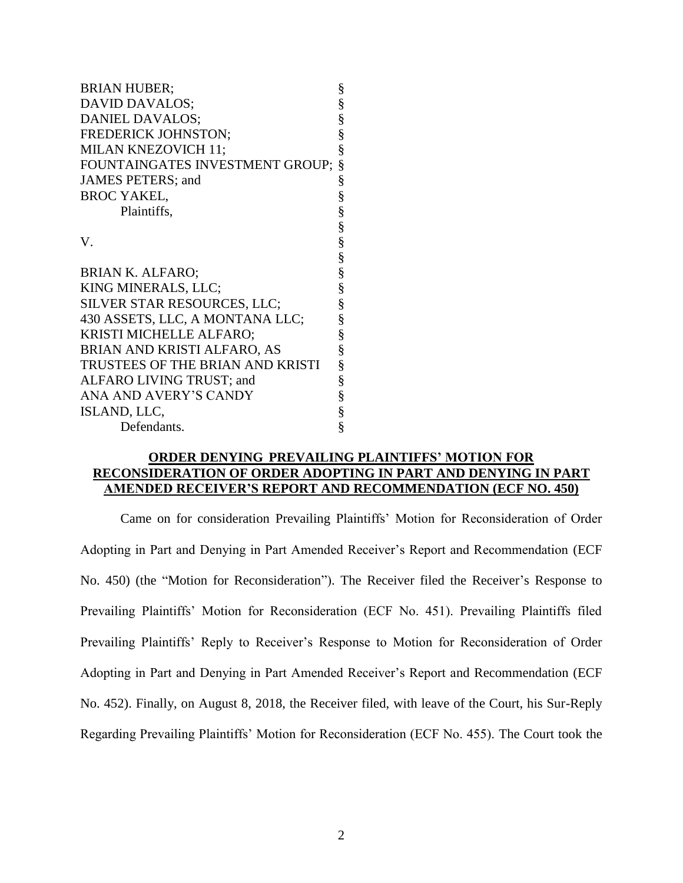| | |
|---|---|
| BRIAN HUBER; | § |
| DAVID DAVALOS; | § |
| DANIEL DAVALOS; | § |
| FREDERICK JOHNSTON; | § |
| MILAN KNEZOVICH 11; | § |
| FOUNTAINGATES INVESTMENT GROUP; | § |
| JAMES PETERS; and | § |
| BROC YAKEL, | § |
| Plaintiffs, | § |
| | § |
| V. | § |
| | § |
| BRIAN K. ALFARO; | § |
| KING MINERALS, LLC; | § |
| SILVER STAR RESOURCES, LLC; | § |
| 430 ASSETS, LLC, A MONTANA LLC; | § |
| KRISTI MICHELLE ALFARO; | § |
| BRIAN AND KRISTI ALFARO, AS | § |
| TRUSTEES OF THE BRIAN AND KRISTI | § |
| ALFARO LIVING TRUST; and | § |
| ANA AND AVERY'S CANDY | § |
| ISLAND, LLC, | § |
| Defendants. | § |

**ORDER DENYING PREVAILING PLAINTIFFS' MOTION FOR RECONSIDERATION OF ORDER ADOPTING IN PART AND DENYING IN PART AMENDED RECEIVER'S REPORT AND RECOMMENDATION (ECF NO. 450)**

Came on for consideration Prevailing Plaintiffs' Motion for Reconsideration of Order Adopting in Part and Denying in Part Amended Receiver's Report and Recommendation (ECF No. 450) (the "Motion for Reconsideration"). The Receiver filed the Receiver's Response to Prevailing Plaintiffs' Motion for Reconsideration (ECF No. 451). Prevailing Plaintiffs filed Prevailing Plaintiffs' Reply to Receiver's Response to Motion for Reconsideration of Order Adopting in Part and Denying in Part Amended Receiver's Report and Recommendation (ECF No. 452). Finally, on August 8, 2018, the Receiver filed, with leave of the Court, his Sur-Reply Regarding Prevailing Plaintiffs' Motion for Reconsideration (ECF No. 455). The Court took the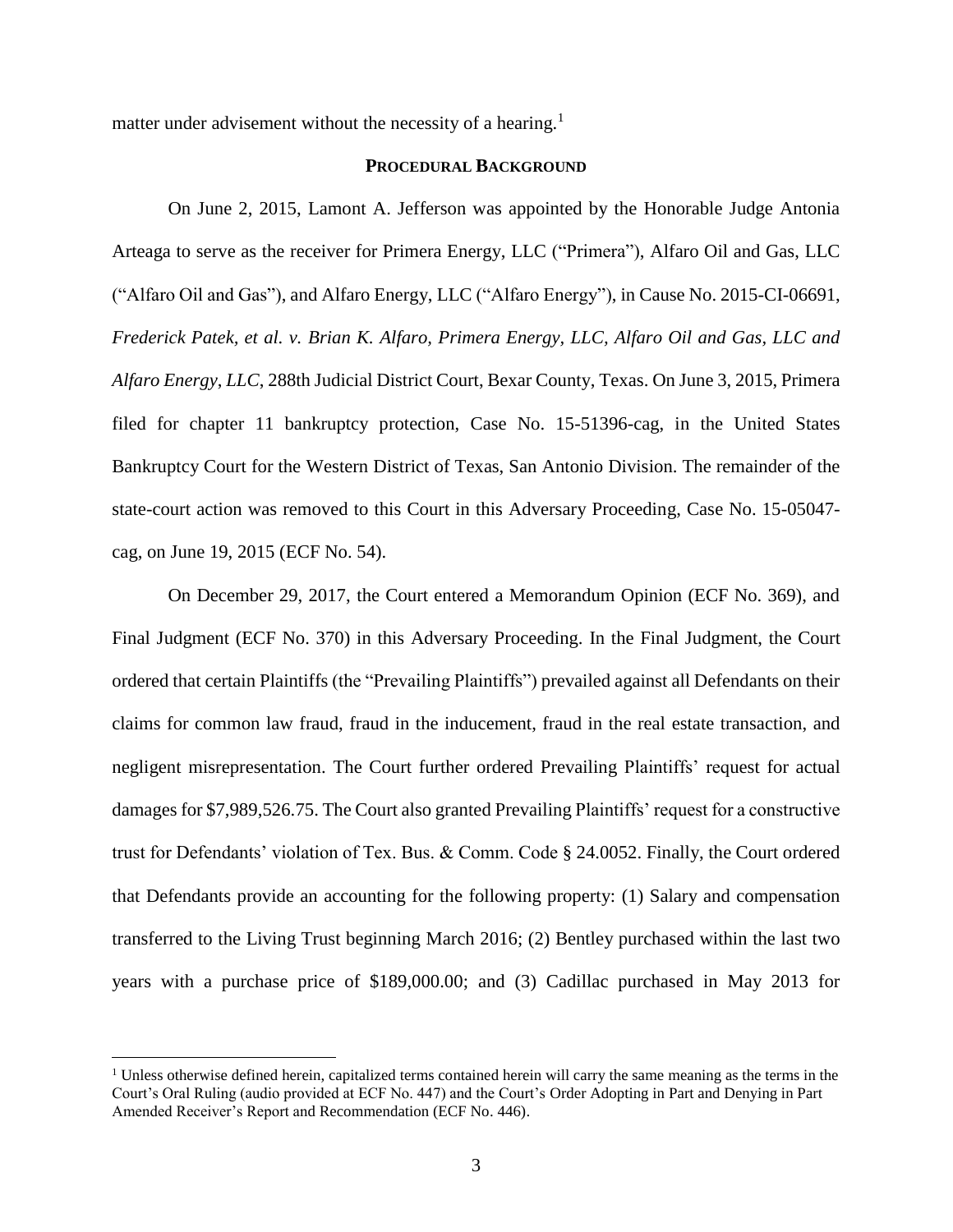matter under advisement without the necessity of a hearing.[1]

## PROCEDURAL BACKGROUND

On June 2, 2015, Lamont A. Jefferson was appointed by the Honorable Judge Antonia Arteaga to serve as the receiver for Primera Energy, LLC ("Primera"), Alfaro Oil and Gas, LLC ("Alfaro Oil and Gas"), and Alfaro Energy, LLC ("Alfaro Energy"), in Cause No. 2015-CI-06691, *Frederick Patek, et al. v. Brian K. Alfaro, Primera Energy, LLC, Alfaro Oil and Gas, LLC and Alfaro Energy, LLC*, 288th Judicial District Court, Bexar County, Texas. On June 3, 2015, Primera filed for chapter 11 bankruptcy protection, Case No. 15-51396-cag, in the United States Bankruptcy Court for the Western District of Texas, San Antonio Division. The remainder of the state-court action was removed to this Court in this Adversary Proceeding, Case No. 15-05047-cag, on June 19, 2015 (ECF No. 54).

On December 29, 2017, the Court entered a Memorandum Opinion (ECF No. 369), and Final Judgment (ECF No. 370) in this Adversary Proceeding. In the Final Judgment, the Court ordered that certain Plaintiffs (the "Prevailing Plaintiffs") prevailed against all Defendants on their claims for common law fraud, fraud in the inducement, fraud in the real estate transaction, and negligent misrepresentation. The Court further ordered Prevailing Plaintiffs' request for actual damages for $7,989,526.75. The Court also granted Prevailing Plaintiffs' request for a constructive trust for Defendants' violation of Tex. Bus. & Comm. Code § 24.0052. Finally, the Court ordered that Defendants provide an accounting for the following property: (1) Salary and compensation transferred to the Living Trust beginning March 2016; (2) Bentley purchased within the last two years with a purchase price of $189,000.00; and (3) Cadillac purchased in May 2013 for

[1] Unless otherwise defined herein, capitalized terms contained herein will carry the same meaning as the terms in the Court's Oral Ruling (audio provided at ECF No. 447) and the Court's Order Adopting in Part and Denying in Part Amended Receiver's Report and Recommendation (ECF No. 446).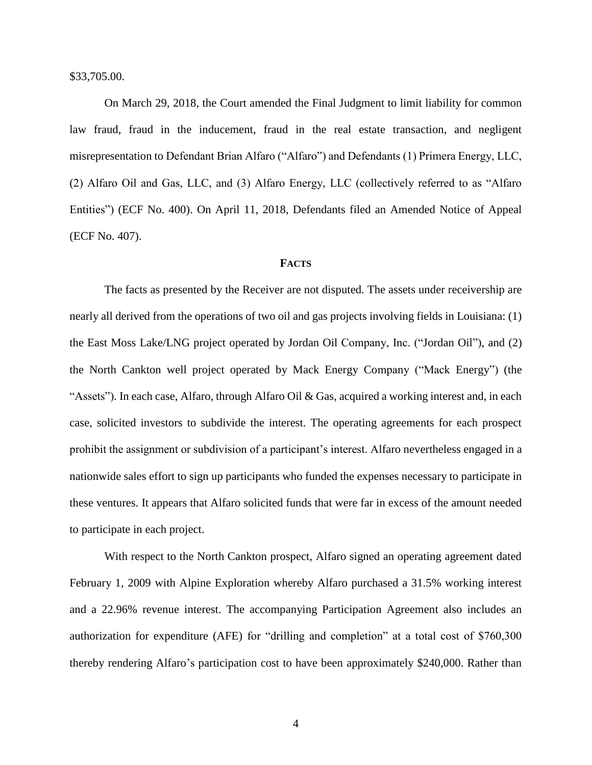$33,705.00.

On March 29, 2018, the Court amended the Final Judgment to limit liability for common law fraud, fraud in the inducement, fraud in the real estate transaction, and negligent misrepresentation to Defendant Brian Alfaro ("Alfaro") and Defendants (1) Primera Energy, LLC, (2) Alfaro Oil and Gas, LLC, and (3) Alfaro Energy, LLC (collectively referred to as "Alfaro Entities") (ECF No. 400). On April 11, 2018, Defendants filed an Amended Notice of Appeal (ECF No. 407).

## FACTS

The facts as presented by the Receiver are not disputed. The assets under receivership are nearly all derived from the operations of two oil and gas projects involving fields in Louisiana: (1) the East Moss Lake/LNG project operated by Jordan Oil Company, Inc. ("Jordan Oil"), and (2) the North Cankton well project operated by Mack Energy Company ("Mack Energy") (the "Assets"). In each case, Alfaro, through Alfaro Oil & Gas, acquired a working interest and, in each case, solicited investors to subdivide the interest. The operating agreements for each prospect prohibit the assignment or subdivision of a participant's interest. Alfaro nevertheless engaged in a nationwide sales effort to sign up participants who funded the expenses necessary to participate in these ventures. It appears that Alfaro solicited funds that were far in excess of the amount needed to participate in each project.

With respect to the North Cankton prospect, Alfaro signed an operating agreement dated February 1, 2009 with Alpine Exploration whereby Alfaro purchased a 31.5% working interest and a 22.96% revenue interest. The accompanying Participation Agreement also includes an authorization for expenditure (AFE) for "drilling and completion" at a total cost of $760,300 thereby rendering Alfaro's participation cost to have been approximately $240,000. Rather than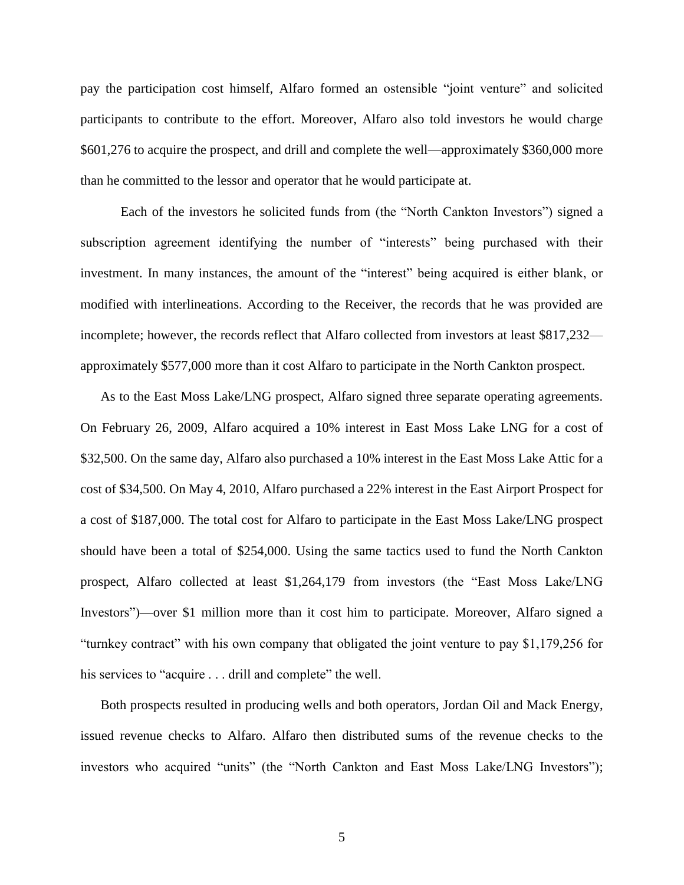pay the participation cost himself, Alfaro formed an ostensible "joint venture" and solicited participants to contribute to the effort. Moreover, Alfaro also told investors he would charge $601,276 to acquire the prospect, and drill and complete the well—approximately $360,000 more than he committed to the lessor and operator that he would participate at.

Each of the investors he solicited funds from (the "North Cankton Investors") signed a subscription agreement identifying the number of "interests" being purchased with their investment. In many instances, the amount of the "interest" being acquired is either blank, or modified with interlineations. According to the Receiver, the records that he was provided are incomplete; however, the records reflect that Alfaro collected from investors at least $817,232—approximately $577,000 more than it cost Alfaro to participate in the North Cankton prospect.

As to the East Moss Lake/LNG prospect, Alfaro signed three separate operating agreements. On February 26, 2009, Alfaro acquired a 10% interest in East Moss Lake LNG for a cost of $32,500. On the same day, Alfaro also purchased a 10% interest in the East Moss Lake Attic for a cost of $34,500. On May 4, 2010, Alfaro purchased a 22% interest in the East Airport Prospect for a cost of $187,000. The total cost for Alfaro to participate in the East Moss Lake/LNG prospect should have been a total of $254,000. Using the same tactics used to fund the North Cankton prospect, Alfaro collected at least $1,264,179 from investors (the "East Moss Lake/LNG Investors")—over $1 million more than it cost him to participate. Moreover, Alfaro signed a "turnkey contract" with his own company that obligated the joint venture to pay $1,179,256 for his services to "acquire . . . drill and complete" the well.

Both prospects resulted in producing wells and both operators, Jordan Oil and Mack Energy, issued revenue checks to Alfaro. Alfaro then distributed sums of the revenue checks to the investors who acquired "units" (the "North Cankton and East Moss Lake/LNG Investors");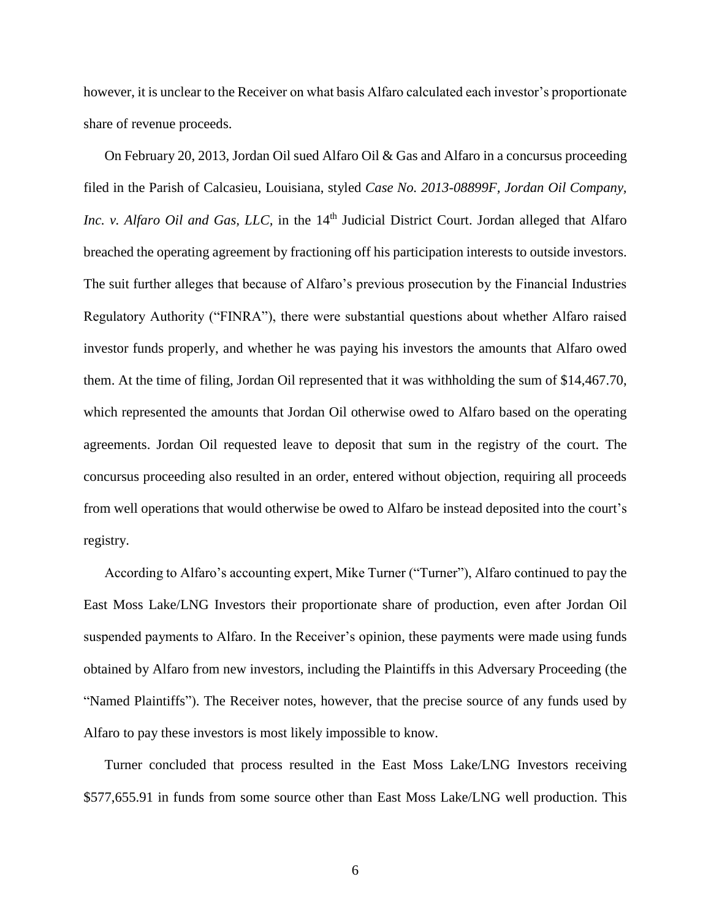however, it is unclear to the Receiver on what basis Alfaro calculated each investor's proportionate share of revenue proceeds.

On February 20, 2013, Jordan Oil sued Alfaro Oil & Gas and Alfaro in a concursus proceeding filed in the Parish of Calcasieu, Louisiana, styled *Case No. 2013-08899F, Jordan Oil Company, Inc. v. Alfaro Oil and Gas, LLC*, in the 14th Judicial District Court. Jordan alleged that Alfaro breached the operating agreement by fractioning off his participation interests to outside investors. The suit further alleges that because of Alfaro's previous prosecution by the Financial Industries Regulatory Authority ("FINRA"), there were substantial questions about whether Alfaro raised investor funds properly, and whether he was paying his investors the amounts that Alfaro owed them. At the time of filing, Jordan Oil represented that it was withholding the sum of $14,467.70, which represented the amounts that Jordan Oil otherwise owed to Alfaro based on the operating agreements. Jordan Oil requested leave to deposit that sum in the registry of the court. The concursus proceeding also resulted in an order, entered without objection, requiring all proceeds from well operations that would otherwise be owed to Alfaro be instead deposited into the court's registry.

According to Alfaro's accounting expert, Mike Turner ("Turner"), Alfaro continued to pay the East Moss Lake/LNG Investors their proportionate share of production, even after Jordan Oil suspended payments to Alfaro. In the Receiver's opinion, these payments were made using funds obtained by Alfaro from new investors, including the Plaintiffs in this Adversary Proceeding (the "Named Plaintiffs"). The Receiver notes, however, that the precise source of any funds used by Alfaro to pay these investors is most likely impossible to know.

Turner concluded that process resulted in the East Moss Lake/LNG Investors receiving $577,655.91 in funds from some source other than East Moss Lake/LNG well production. This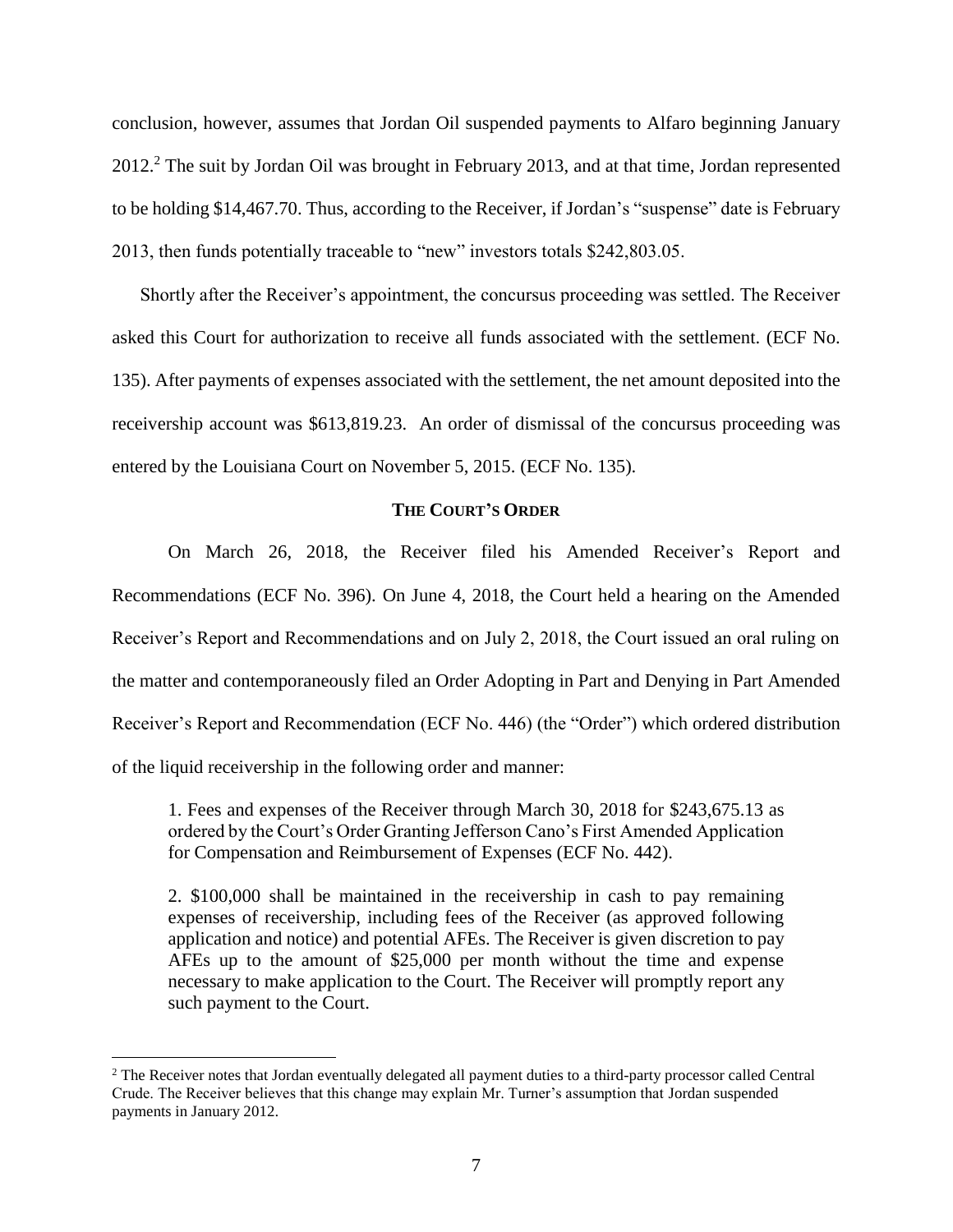conclusion, however, assumes that Jordan Oil suspended payments to Alfaro beginning January 2012.[2] The suit by Jordan Oil was brought in February 2013, and at that time, Jordan represented to be holding $14,467.70. Thus, according to the Receiver, if Jordan's "suspense" date is February 2013, then funds potentially traceable to "new" investors totals $242,803.05.

Shortly after the Receiver's appointment, the concursus proceeding was settled. The Receiver asked this Court for authorization to receive all funds associated with the settlement. (ECF No. 135). After payments of expenses associated with the settlement, the net amount deposited into the receivership account was $613,819.23. An order of dismissal of the concursus proceeding was entered by the Louisiana Court on November 5, 2015. (ECF No. 135).

## THE COURT'S ORDER

On March 26, 2018, the Receiver filed his Amended Receiver's Report and Recommendations (ECF No. 396). On June 4, 2018, the Court held a hearing on the Amended Receiver's Report and Recommendations and on July 2, 2018, the Court issued an oral ruling on the matter and contemporaneously filed an Order Adopting in Part and Denying in Part Amended Receiver's Report and Recommendation (ECF No. 446) (the "Order") which ordered distribution of the liquid receivership in the following order and manner:

> 1. Fees and expenses of the Receiver through March 30, 2018 for $243,675.13 as ordered by the Court's Order Granting Jefferson Cano's First Amended Application for Compensation and Reimbursement of Expenses (ECF No. 442).
>
> 2. $100,000 shall be maintained in the receivership in cash to pay remaining expenses of receivership, including fees of the Receiver (as approved following application and notice) and potential AFEs. The Receiver is given discretion to pay AFEs up to the amount of $25,000 per month without the time and expense necessary to make application to the Court. The Receiver will promptly report any such payment to the Court.

---

[2] The Receiver notes that Jordan eventually delegated all payment duties to a third-party processor called Central Crude. The Receiver believes that this change may explain Mr. Turner's assumption that Jordan suspended payments in January 2012.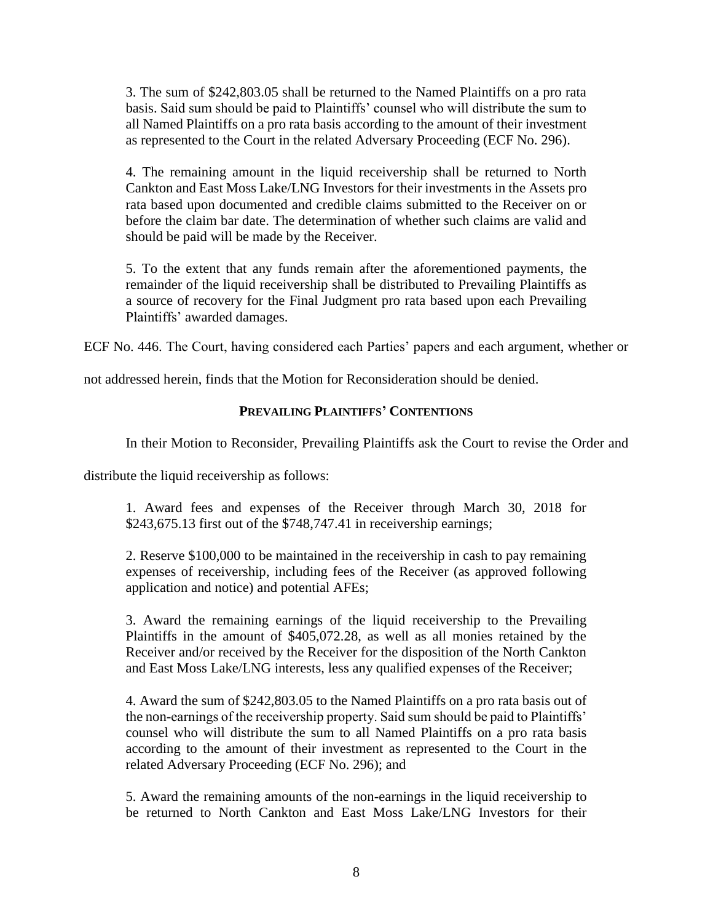> 3. The sum of $242,803.05 shall be returned to the Named Plaintiffs on a pro rata basis. Said sum should be paid to Plaintiffs' counsel who will distribute the sum to all Named Plaintiffs on a pro rata basis according to the amount of their investment as represented to the Court in the related Adversary Proceeding (ECF No. 296).
>
> 4. The remaining amount in the liquid receivership shall be returned to North Cankton and East Moss Lake/LNG Investors for their investments in the Assets pro rata based upon documented and credible claims submitted to the Receiver on or before the claim bar date. The determination of whether such claims are valid and should be paid will be made by the Receiver.
>
> 5. To the extent that any funds remain after the aforementioned payments, the remainder of the liquid receivership shall be distributed to Prevailing Plaintiffs as a source of recovery for the Final Judgment pro rata based upon each Prevailing Plaintiffs' awarded damages.

ECF No. 446. The Court, having considered each Parties' papers and each argument, whether or not addressed herein, finds that the Motion for Reconsideration should be denied.

## PREVAILING PLAINTIFFS' CONTENTIONS

In their Motion to Reconsider, Prevailing Plaintiffs ask the Court to revise the Order and distribute the liquid receivership as follows:

> 1. Award fees and expenses of the Receiver through March 30, 2018 for $243,675.13 first out of the $748,747.41 in receivership earnings;
>
> 2. Reserve $100,000 to be maintained in the receivership in cash to pay remaining expenses of receivership, including fees of the Receiver (as approved following application and notice) and potential AFEs;
>
> 3. Award the remaining earnings of the liquid receivership to the Prevailing Plaintiffs in the amount of $405,072.28, as well as all monies retained by the Receiver and/or received by the Receiver for the disposition of the North Cankton and East Moss Lake/LNG interests, less any qualified expenses of the Receiver;
>
> 4. Award the sum of $242,803.05 to the Named Plaintiffs on a pro rata basis out of the non-earnings of the receivership property. Said sum should be paid to Plaintiffs' counsel who will distribute the sum to all Named Plaintiffs on a pro rata basis according to the amount of their investment as represented to the Court in the related Adversary Proceeding (ECF No. 296); and
>
> 5. Award the remaining amounts of the non-earnings in the liquid receivership to be returned to North Cankton and East Moss Lake/LNG Investors for their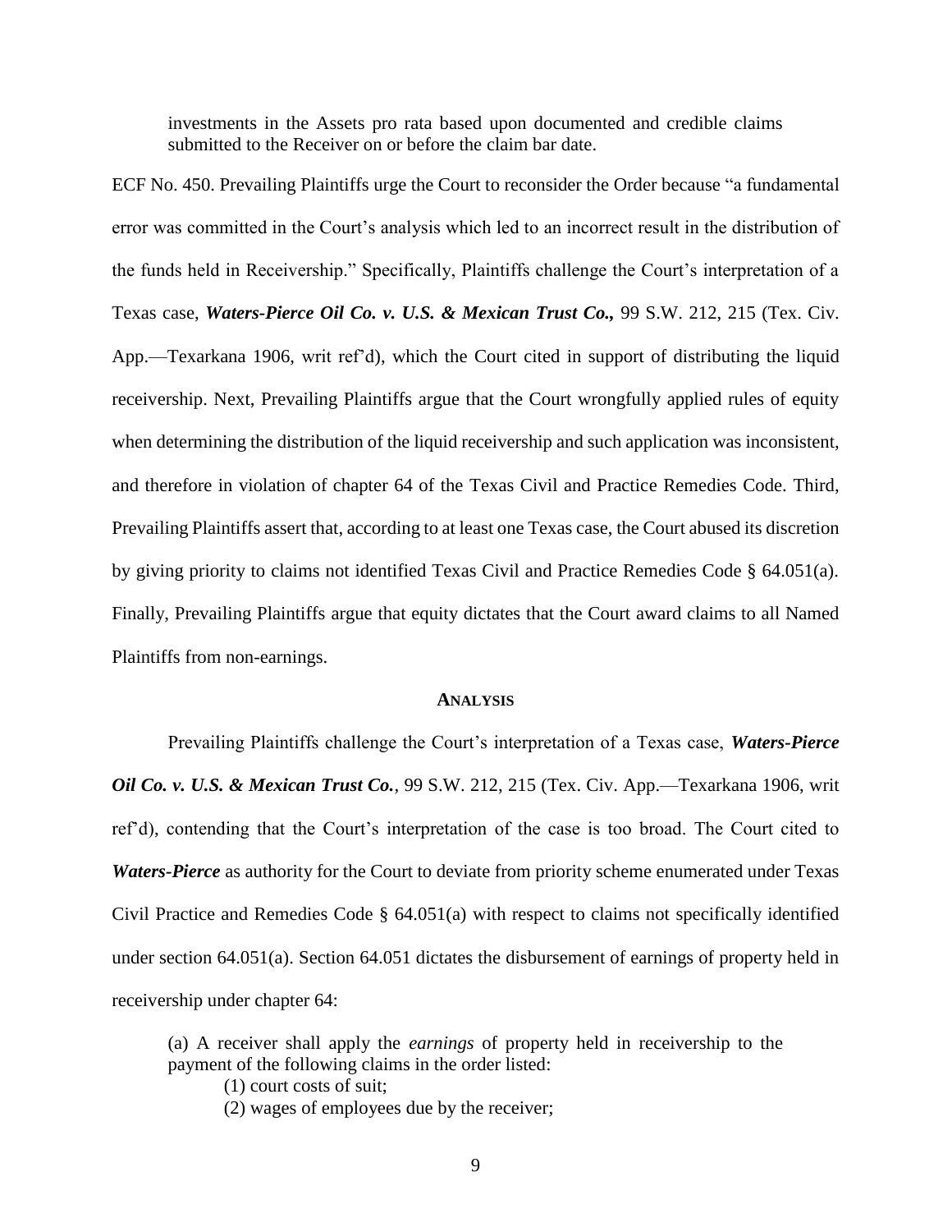> investments in the Assets pro rata based upon documented and credible claims submitted to the Receiver on or before the claim bar date.

ECF No. 450. Prevailing Plaintiffs urge the Court to reconsider the Order because "a fundamental error was committed in the Court's analysis which led to an incorrect result in the distribution of the funds held in Receivership." Specifically, Plaintiffs challenge the Court's interpretation of a Texas case, ***Waters-Pierce Oil Co. v. U.S. & Mexican Trust Co.,*** 99 S.W. 212, 215 (Tex. Civ. App.—Texarkana 1906, writ ref'd), which the Court cited in support of distributing the liquid receivership. Next, Prevailing Plaintiffs argue that the Court wrongfully applied rules of equity when determining the distribution of the liquid receivership and such application was inconsistent, and therefore in violation of chapter 64 of the Texas Civil and Practice Remedies Code. Third, Prevailing Plaintiffs assert that, according to at least one Texas case, the Court abused its discretion by giving priority to claims not identified Texas Civil and Practice Remedies Code § 64.051(a). Finally, Prevailing Plaintiffs argue that equity dictates that the Court award claims to all Named Plaintiffs from non-earnings.

## ANALYSIS

Prevailing Plaintiffs challenge the Court's interpretation of a Texas case, ***Waters-Pierce Oil Co. v. U.S. & Mexican Trust Co.***, 99 S.W. 212, 215 (Tex. Civ. App.—Texarkana 1906, writ ref'd), contending that the Court's interpretation of the case is too broad. The Court cited to ***Waters-Pierce*** as authority for the Court to deviate from priority scheme enumerated under Texas Civil Practice and Remedies Code § 64.051(a) with respect to claims not specifically identified under section 64.051(a). Section 64.051 dictates the disbursement of earnings of property held in receivership under chapter 64:

> (a) A receiver shall apply the *earnings* of property held in receivership to the payment of the following claims in the order listed:
>
> (1) court costs of suit;
>
> (2) wages of employees due by the receiver;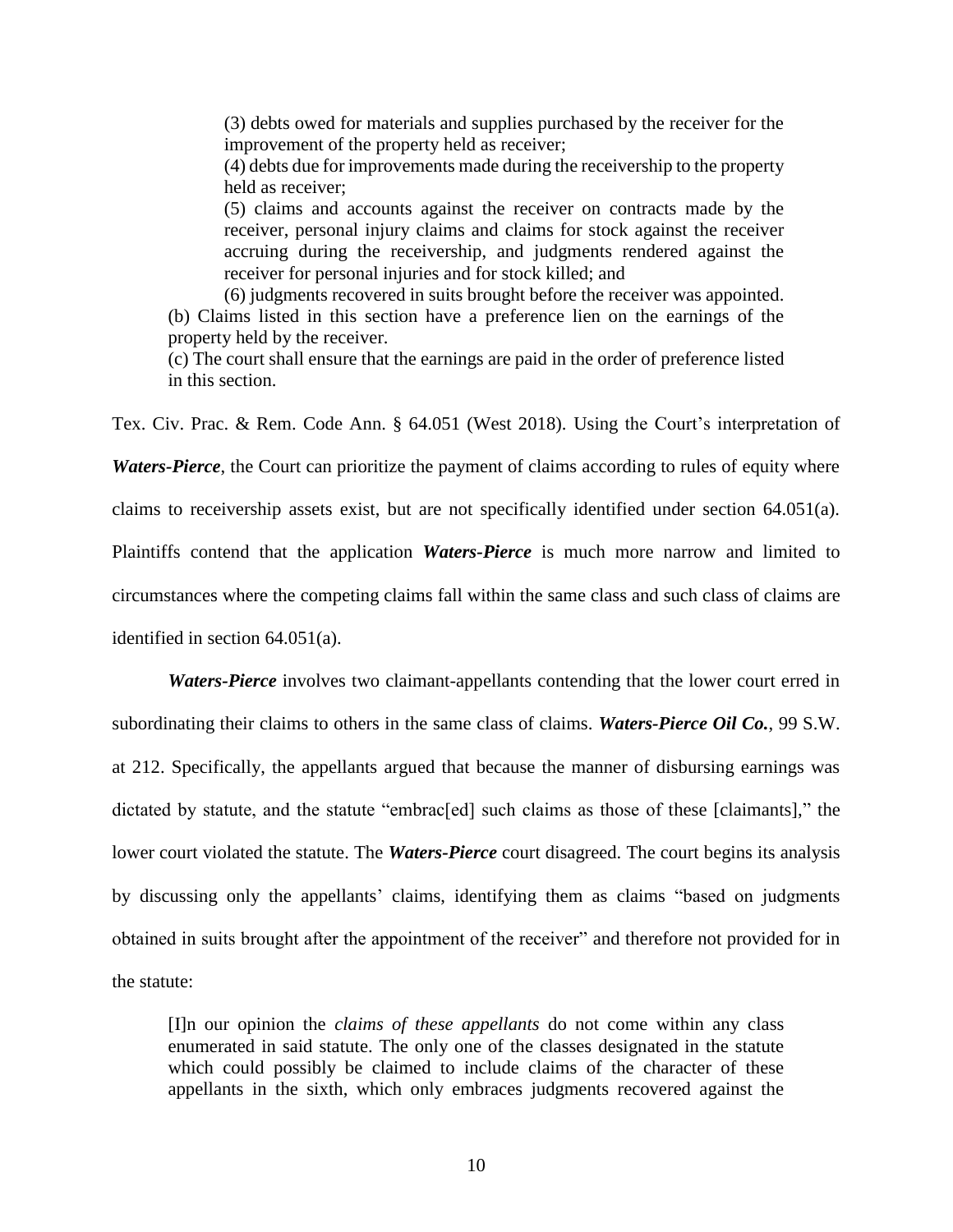> (3) debts owed for materials and supplies purchased by the receiver for the improvement of the property held as receiver;
>
> (4) debts due for improvements made during the receivership to the property held as receiver;
>
> (5) claims and accounts against the receiver on contracts made by the receiver, personal injury claims and claims for stock against the receiver accruing during the receivership, and judgments rendered against the receiver for personal injuries and for stock killed; and
>
> (6) judgments recovered in suits brought before the receiver was appointed.
>
> (b) Claims listed in this section have a preference lien on the earnings of the property held by the receiver.
>
> (c) The court shall ensure that the earnings are paid in the order of preference listed in this section.

Tex. Civ. Prac. & Rem. Code Ann. § 64.051 (West 2018). Using the Court's interpretation of ***Waters-Pierce***, the Court can prioritize the payment of claims according to rules of equity where claims to receivership assets exist, but are not specifically identified under section 64.051(a). Plaintiffs contend that the application ***Waters-Pierce*** is much more narrow and limited to circumstances where the competing claims fall within the same class and such class of claims are identified in section 64.051(a).

***Waters-Pierce*** involves two claimant-appellants contending that the lower court erred in subordinating their claims to others in the same class of claims. ***Waters-Pierce Oil Co.***, 99 S.W. at 212. Specifically, the appellants argued that because the manner of disbursing earnings was dictated by statute, and the statute "embrac[ed] such claims as those of these [claimants]," the lower court violated the statute. The ***Waters-Pierce*** court disagreed. The court begins its analysis by discussing only the appellants' claims, identifying them as claims "based on judgments obtained in suits brought after the appointment of the receiver" and therefore not provided for in the statute:

> [I]n our opinion the *claims of these appellants* do not come within any class enumerated in said statute. The only one of the classes designated in the statute which could possibly be claimed to include claims of the character of these appellants in the sixth, which only embraces judgments recovered against the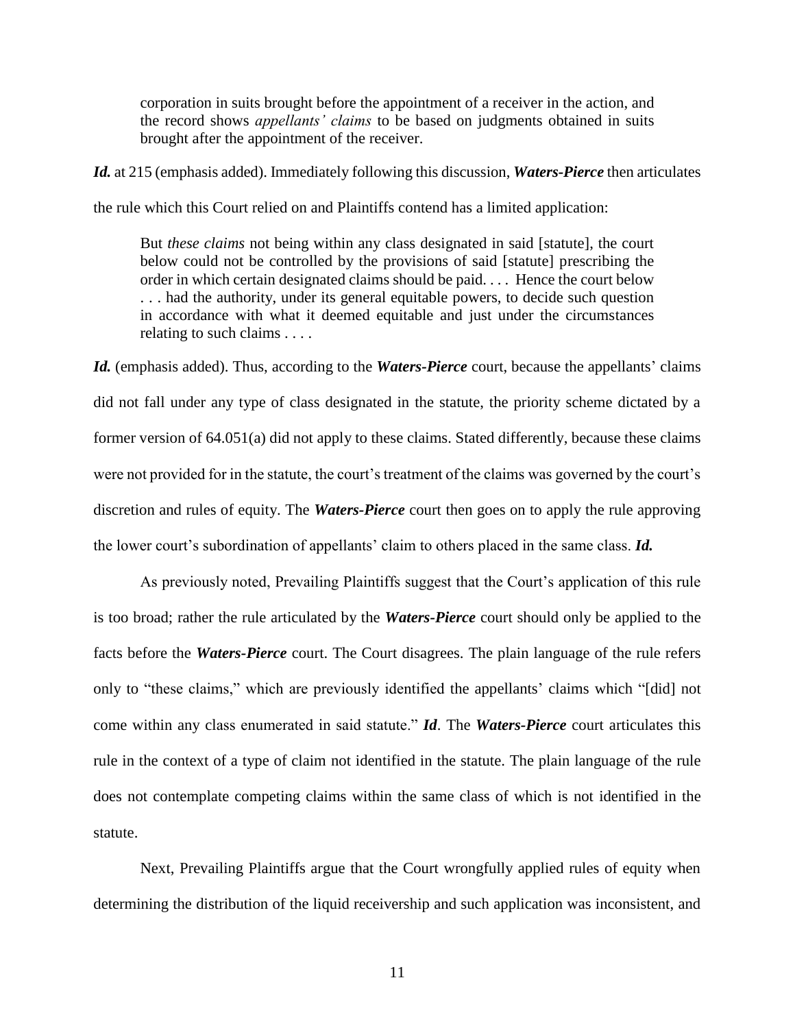> corporation in suits brought before the appointment of a receiver in the action, and the record shows *appellants' claims* to be based on judgments obtained in suits brought after the appointment of the receiver.

***Id.*** at 215 (emphasis added). Immediately following this discussion, ***Waters-Pierce*** then articulates the rule which this Court relied on and Plaintiffs contend has a limited application:

> But *these claims* not being within any class designated in said [statute], the court below could not be controlled by the provisions of said [statute] prescribing the order in which certain designated claims should be paid. . . . Hence the court below . . . had the authority, under its general equitable powers, to decide such question in accordance with what it deemed equitable and just under the circumstances relating to such claims . . . .

***Id.*** (emphasis added). Thus, according to the ***Waters-Pierce*** court, because the appellants' claims did not fall under any type of class designated in the statute, the priority scheme dictated by a former version of 64.051(a) did not apply to these claims. Stated differently, because these claims were not provided for in the statute, the court's treatment of the claims was governed by the court's discretion and rules of equity. The ***Waters-Pierce*** court then goes on to apply the rule approving the lower court's subordination of appellants' claim to others placed in the same class. ***Id.***

As previously noted, Prevailing Plaintiffs suggest that the Court's application of this rule is too broad; rather the rule articulated by the ***Waters-Pierce*** court should only be applied to the facts before the ***Waters-Pierce*** court. The Court disagrees. The plain language of the rule refers only to "these claims," which are previously identified the appellants' claims which "[did] not come within any class enumerated in said statute." ***Id***. The ***Waters-Pierce*** court articulates this rule in the context of a type of claim not identified in the statute. The plain language of the rule does not contemplate competing claims within the same class of which is not identified in the statute.

Next, Prevailing Plaintiffs argue that the Court wrongfully applied rules of equity when determining the distribution of the liquid receivership and such application was inconsistent, and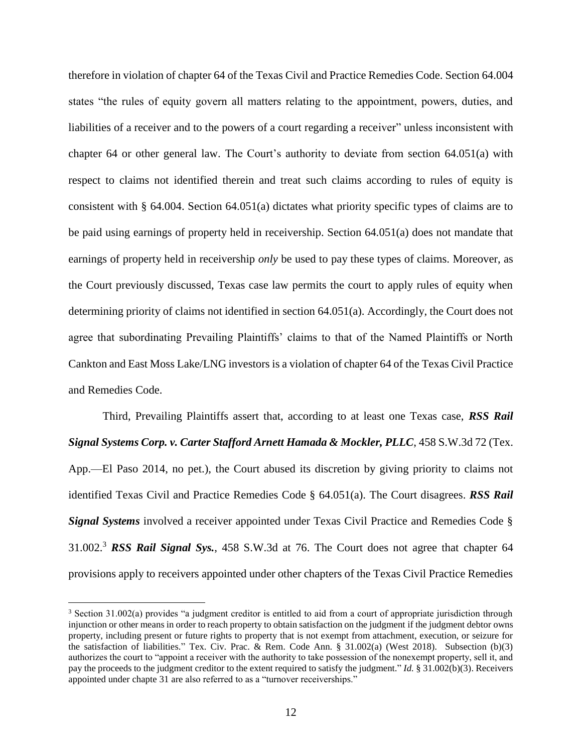therefore in violation of chapter 64 of the Texas Civil and Practice Remedies Code. Section 64.004 states "the rules of equity govern all matters relating to the appointment, powers, duties, and liabilities of a receiver and to the powers of a court regarding a receiver" unless inconsistent with chapter 64 or other general law. The Court's authority to deviate from section 64.051(a) with respect to claims not identified therein and treat such claims according to rules of equity is consistent with § 64.004. Section 64.051(a) dictates what priority specific types of claims are to be paid using earnings of property held in receivership. Section 64.051(a) does not mandate that earnings of property held in receivership *only* be used to pay these types of claims. Moreover, as the Court previously discussed, Texas case law permits the court to apply rules of equity when determining priority of claims not identified in section 64.051(a). Accordingly, the Court does not agree that subordinating Prevailing Plaintiffs' claims to that of the Named Plaintiffs or North Cankton and East Moss Lake/LNG investors is a violation of chapter 64 of the Texas Civil Practice and Remedies Code.

Third, Prevailing Plaintiffs assert that, according to at least one Texas case, ***RSS Rail Signal Systems Corp. v. Carter Stafford Arnett Hamada & Mockler, PLLC***, 458 S.W.3d 72 (Tex. App.—El Paso 2014, no pet.), the Court abused its discretion by giving priority to claims not identified Texas Civil and Practice Remedies Code § 64.051(a). The Court disagrees. ***RSS Rail Signal Systems*** involved a receiver appointed under Texas Civil Practice and Remedies Code § 31.002.[3] ***RSS Rail Signal Sys.***, 458 S.W.3d at 76. The Court does not agree that chapter 64 provisions apply to receivers appointed under other chapters of the Texas Civil Practice Remedies

[3] Section 31.002(a) provides "a judgment creditor is entitled to aid from a court of appropriate jurisdiction through injunction or other means in order to reach property to obtain satisfaction on the judgment if the judgment debtor owns property, including present or future rights to property that is not exempt from attachment, execution, or seizure for the satisfaction of liabilities." Tex. Civ. Prac. & Rem. Code Ann. § 31.002(a) (West 2018). Subsection (b)(3) authorizes the court to "appoint a receiver with the authority to take possession of the nonexempt property, sell it, and pay the proceeds to the judgment creditor to the extent required to satisfy the judgment." *Id.* § 31.002(b)(3). Receivers appointed under chapte 31 are also referred to as a "turnover receiverships."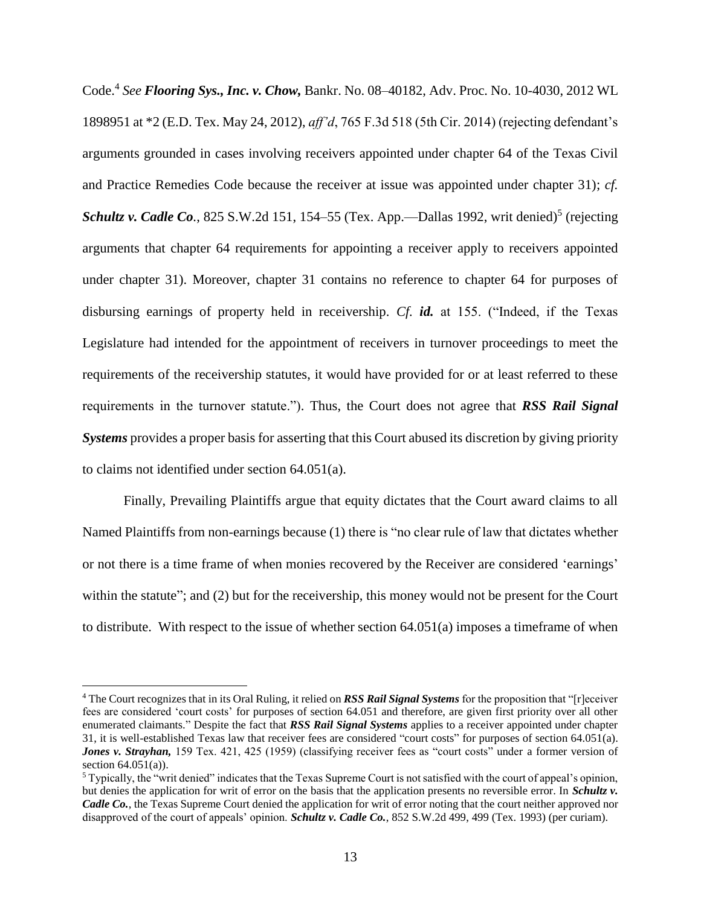Code.[4] *See* ***Flooring Sys., Inc. v. Chow,*** Bankr. No. 08–40182, Adv. Proc. No. 10-4030, 2012 WL 1898951 at *2 (E.D. Tex. May 24, 2012), *aff'd*, 765 F.3d 518 (5th Cir. 2014) (rejecting defendant's arguments grounded in cases involving receivers appointed under chapter 64 of the Texas Civil and Practice Remedies Code because the receiver at issue was appointed under chapter 31); *cf.* ***Schultz v. Cadle Co***., 825 S.W.2d 151, 154–55 (Tex. App.—Dallas 1992, writ denied)[5] (rejecting arguments that chapter 64 requirements for appointing a receiver apply to receivers appointed under chapter 31). Moreover, chapter 31 contains no reference to chapter 64 for purposes of disbursing earnings of property held in receivership. *Cf.* ***id.*** at 155. ("Indeed, if the Texas Legislature had intended for the appointment of receivers in turnover proceedings to meet the requirements of the receivership statutes, it would have provided for or at least referred to these requirements in the turnover statute."). Thus, the Court does not agree that ***RSS Rail Signal Systems*** provides a proper basis for asserting that this Court abused its discretion by giving priority to claims not identified under section 64.051(a).

Finally, Prevailing Plaintiffs argue that equity dictates that the Court award claims to all Named Plaintiffs from non-earnings because (1) there is "no clear rule of law that dictates whether or not there is a time frame of when monies recovered by the Receiver are considered 'earnings' within the statute"; and (2) but for the receivership, this money would not be present for the Court to distribute. With respect to the issue of whether section 64.051(a) imposes a timeframe of when

---

[4] The Court recognizes that in its Oral Ruling, it relied on ***RSS Rail Signal Systems*** for the proposition that "[r]eceiver fees are considered 'court costs' for purposes of section 64.051 and therefore, are given first priority over all other enumerated claimants." Despite the fact that ***RSS Rail Signal Systems*** applies to a receiver appointed under chapter 31, it is well-established Texas law that receiver fees are considered "court costs" for purposes of section 64.051(a). ***Jones v. Strayhan,*** 159 Tex. 421, 425 (1959) (classifying receiver fees as "court costs" under a former version of section 64.051(a)).

[5] Typically, the "writ denied" indicates that the Texas Supreme Court is not satisfied with the court of appeal's opinion, but denies the application for writ of error on the basis that the application presents no reversible error. In ***Schultz v. Cadle Co.***, the Texas Supreme Court denied the application for writ of error noting that the court neither approved nor disapproved of the court of appeals' opinion. ***Schultz v. Cadle Co.***, 852 S.W.2d 499, 499 (Tex. 1993) (per curiam).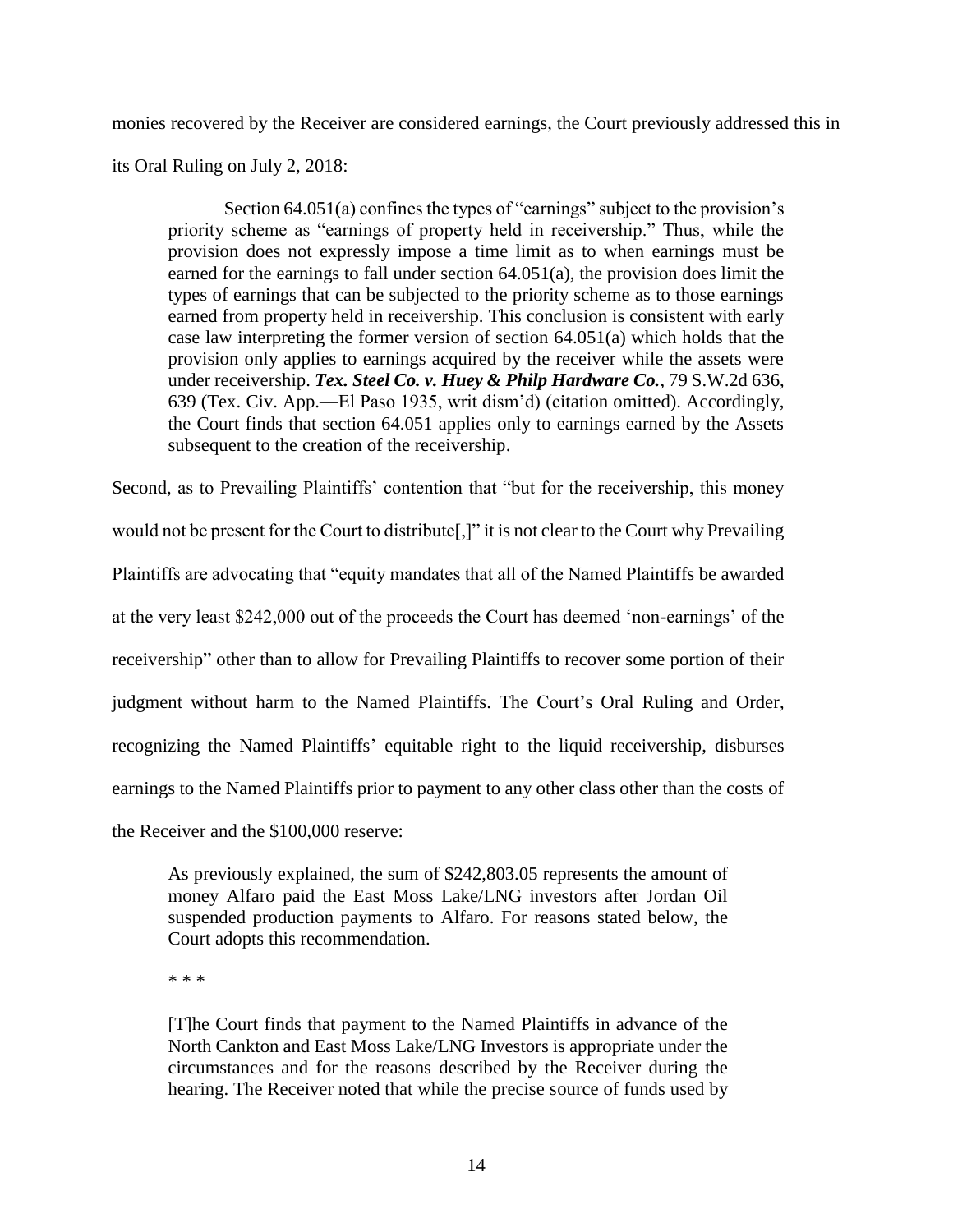monies recovered by the Receiver are considered earnings, the Court previously addressed this in its Oral Ruling on July 2, 2018:

> Section 64.051(a) confines the types of "earnings" subject to the provision's priority scheme as "earnings of property held in receivership." Thus, while the provision does not expressly impose a time limit as to when earnings must be earned for the earnings to fall under section 64.051(a), the provision does limit the types of earnings that can be subjected to the priority scheme as to those earnings earned from property held in receivership. This conclusion is consistent with early case law interpreting the former version of section 64.051(a) which holds that the provision only applies to earnings acquired by the receiver while the assets were under receivership. ***Tex. Steel Co. v. Huey & Philp Hardware Co.***, 79 S.W.2d 636, 639 (Tex. Civ. App.—El Paso 1935, writ dism'd) (citation omitted). Accordingly, the Court finds that section 64.051 applies only to earnings earned by the Assets subsequent to the creation of the receivership.

Second, as to Prevailing Plaintiffs' contention that "but for the receivership, this money would not be present for the Court to distribute[,]" it is not clear to the Court why Prevailing Plaintiffs are advocating that "equity mandates that all of the Named Plaintiffs be awarded at the very least $242,000 out of the proceeds the Court has deemed 'non-earnings' of the receivership" other than to allow for Prevailing Plaintiffs to recover some portion of their judgment without harm to the Named Plaintiffs. The Court's Oral Ruling and Order, recognizing the Named Plaintiffs' equitable right to the liquid receivership, disburses earnings to the Named Plaintiffs prior to payment to any other class other than the costs of the Receiver and the $100,000 reserve:

> As previously explained, the sum of $242,803.05 represents the amount of money Alfaro paid the East Moss Lake/LNG investors after Jordan Oil suspended production payments to Alfaro. For reasons stated below, the Court adopts this recommendation.
>
> \* \* \*
>
> [T]he Court finds that payment to the Named Plaintiffs in advance of the North Cankton and East Moss Lake/LNG Investors is appropriate under the circumstances and for the reasons described by the Receiver during the hearing. The Receiver noted that while the precise source of funds used by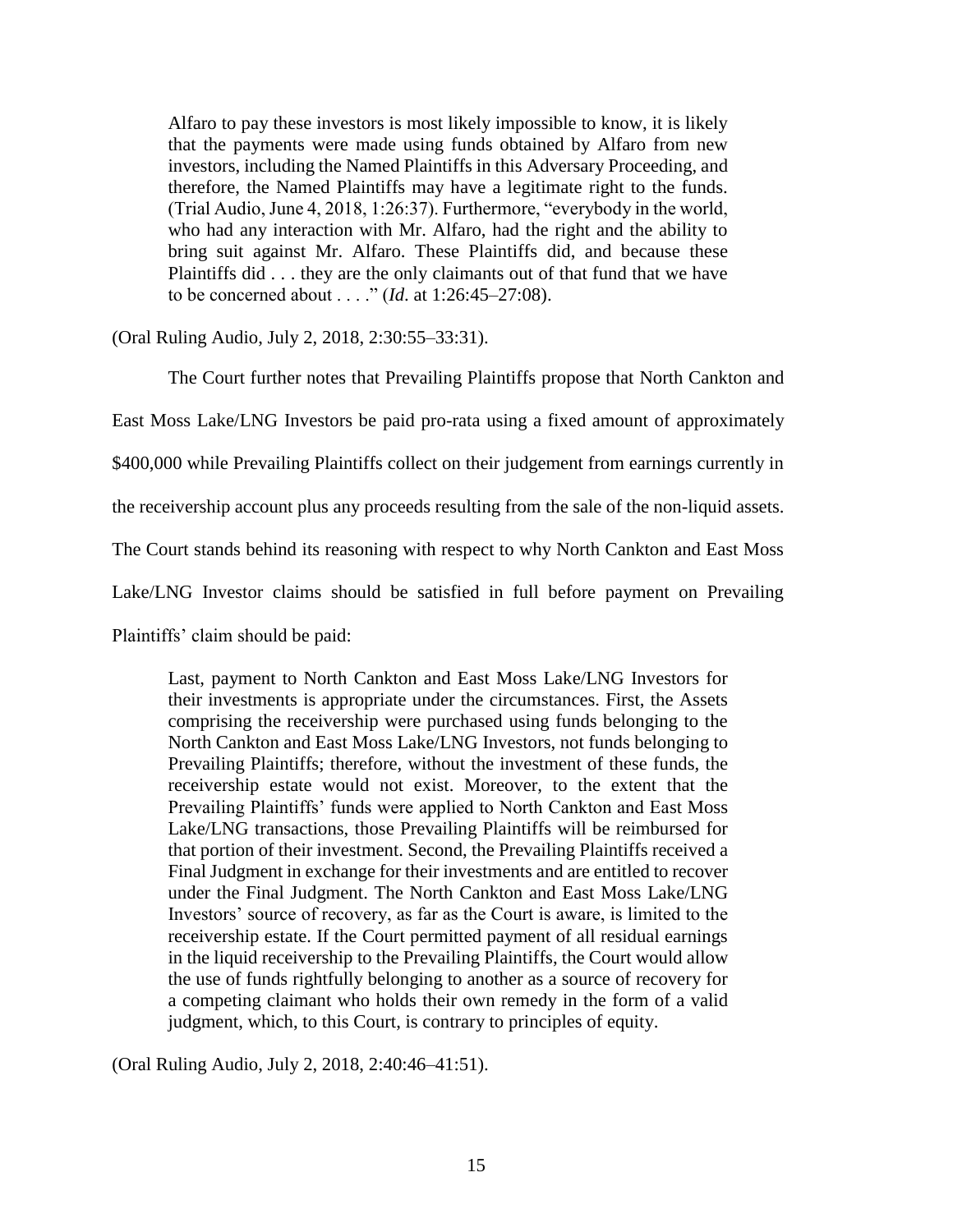> Alfaro to pay these investors is most likely impossible to know, it is likely that the payments were made using funds obtained by Alfaro from new investors, including the Named Plaintiffs in this Adversary Proceeding, and therefore, the Named Plaintiffs may have a legitimate right to the funds. (Trial Audio, June 4, 2018, 1:26:37). Furthermore, "everybody in the world, who had any interaction with Mr. Alfaro, had the right and the ability to bring suit against Mr. Alfaro. These Plaintiffs did, and because these Plaintiffs did . . . they are the only claimants out of that fund that we have to be concerned about . . . ." (*Id.* at 1:26:45–27:08).

(Oral Ruling Audio, July 2, 2018, 2:30:55–33:31).

The Court further notes that Prevailing Plaintiffs propose that North Cankton and East Moss Lake/LNG Investors be paid pro-rata using a fixed amount of approximately $400,000 while Prevailing Plaintiffs collect on their judgement from earnings currently in the receivership account plus any proceeds resulting from the sale of the non-liquid assets. The Court stands behind its reasoning with respect to why North Cankton and East Moss Lake/LNG Investor claims should be satisfied in full before payment on Prevailing Plaintiffs' claim should be paid:

> Last, payment to North Cankton and East Moss Lake/LNG Investors for their investments is appropriate under the circumstances. First, the Assets comprising the receivership were purchased using funds belonging to the North Cankton and East Moss Lake/LNG Investors, not funds belonging to Prevailing Plaintiffs; therefore, without the investment of these funds, the receivership estate would not exist. Moreover, to the extent that the Prevailing Plaintiffs' funds were applied to North Cankton and East Moss Lake/LNG transactions, those Prevailing Plaintiffs will be reimbursed for that portion of their investment. Second, the Prevailing Plaintiffs received a Final Judgment in exchange for their investments and are entitled to recover under the Final Judgment. The North Cankton and East Moss Lake/LNG Investors' source of recovery, as far as the Court is aware, is limited to the receivership estate. If the Court permitted payment of all residual earnings in the liquid receivership to the Prevailing Plaintiffs, the Court would allow the use of funds rightfully belonging to another as a source of recovery for a competing claimant who holds their own remedy in the form of a valid judgment, which, to this Court, is contrary to principles of equity.

(Oral Ruling Audio, July 2, 2018, 2:40:46–41:51).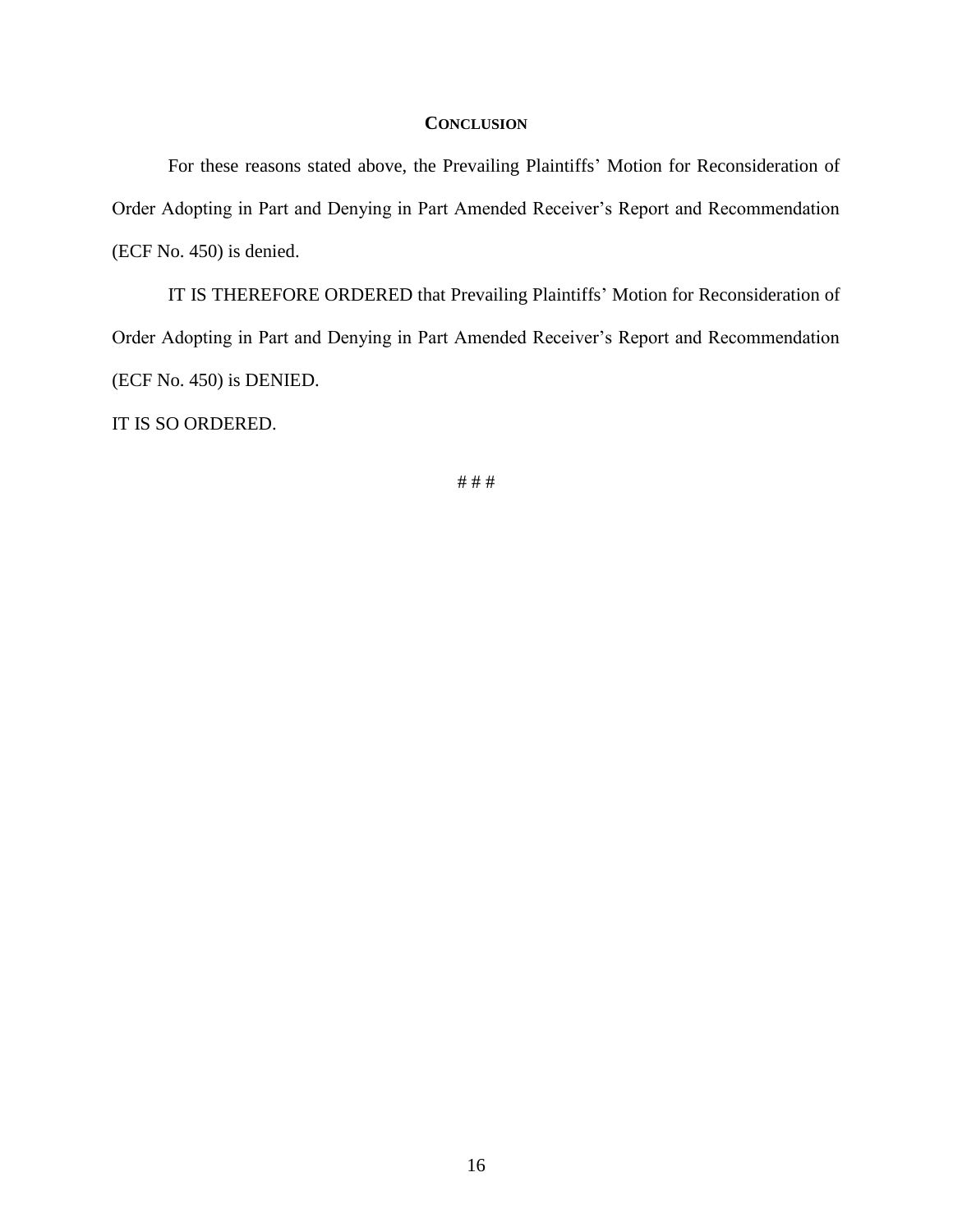## CONCLUSION

For these reasons stated above, the Prevailing Plaintiffs' Motion for Reconsideration of Order Adopting in Part and Denying in Part Amended Receiver's Report and Recommendation (ECF No. 450) is denied.

IT IS THEREFORE ORDERED that Prevailing Plaintiffs' Motion for Reconsideration of Order Adopting in Part and Denying in Part Amended Receiver's Report and Recommendation (ECF No. 450) is DENIED.

IT IS SO ORDERED.

# # #